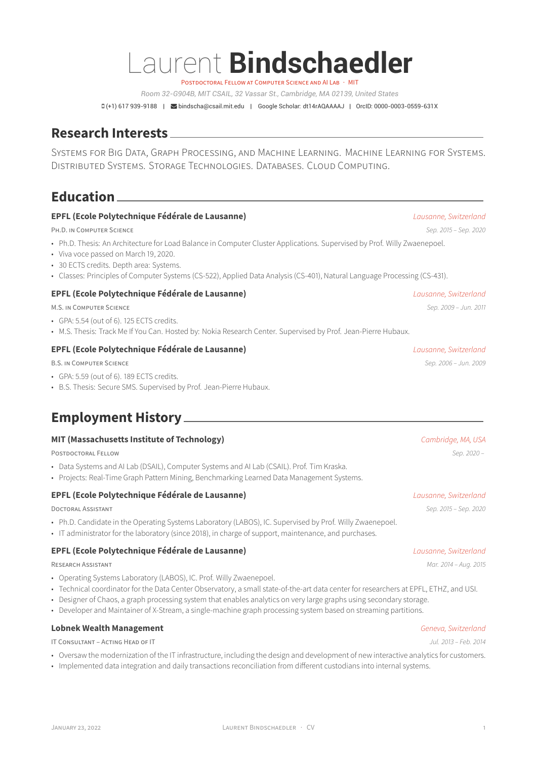# Laurent **Bindschaedler**

Postdoctoral Fellow at Computer Science and AI Lab · MIT

*Room 32-G904B, MIT CSAIL, 32 Vassar St., Cambridge, MA 02139, United States*

(+1) 617 939-9188 | bindscha@csail.mit.edu | Google Scholar: dt14rAQAAAAJ | OrcID: 0000-0003-0559-631X

## Research Interests

Systems for Big Data, Graph Processing, and Machine Learning. Machine Learning for Systems. Distributed Systems. Storage Technologies. Databases. Cloud Computing.

## Education

### EPFL (Ecole Polytechnique Fédérale de Lausanne)
*Lausanne, Switzerland*

Ph.D. in Computer Science — *Sep. 2015 – Sep. 2020*

- Ph.D. Thesis: An Architecture for Load Balance in Computer Cluster Applications. Supervised by Prof. Willy Zwaenepoel.
- Viva voce passed on March 19, 2020.
- 30 ECTS credits. Depth area: Systems.
- Classes: Principles of Computer Systems (CS-522), Applied Data Analysis (CS-401), Natural Language Processing (CS-431).

### EPFL (Ecole Polytechnique Fédérale de Lausanne)
*Lausanne, Switzerland*

M.S. in Computer Science — *Sep. 2009 – Jun. 2011*

- GPA: 5.54 (out of 6). 125 ECTS credits.
- M.S. Thesis: Track Me If You Can. Hosted by: Nokia Research Center. Supervised by Prof. Jean-Pierre Hubaux.

### EPFL (Ecole Polytechnique Fédérale de Lausanne)
*Lausanne, Switzerland*

B.S. in Computer Science — *Sep. 2006 – Jun. 2009*

- GPA: 5.59 (out of 6). 189 ECTS credits.
- B.S. Thesis: Secure SMS. Supervised by Prof. Jean-Pierre Hubaux.

## Employment History

### MIT (Massachusetts Institute of Technology)
*Cambridge, MA, USA*

Postdoctoral Fellow — *Sep. 2020 –*

- Data Systems and AI Lab (DSAIL), Computer Systems and AI Lab (CSAIL). Prof. Tim Kraska.
- Projects: Real-Time Graph Pattern Mining, Benchmarking Learned Data Management Systems.

### EPFL (Ecole Polytechnique Fédérale de Lausanne)
*Lausanne, Switzerland*

Doctoral Assistant — *Sep. 2015 – Sep. 2020*

- Ph.D. Candidate in the Operating Systems Laboratory (LABOS), IC. Supervised by Prof. Willy Zwaenepoel.
- IT administrator for the laboratory (since 2018), in charge of support, maintenance, and purchases.

### EPFL (Ecole Polytechnique Fédérale de Lausanne)
*Lausanne, Switzerland*

Research Assistant — *Mar. 2014 – Aug. 2015*

- Operating Systems Laboratory (LABOS), IC. Prof. Willy Zwaenepoel.
- Technical coordinator for the Data Center Observatory, a small state-of-the-art data center for researchers at EPFL, ETHZ, and USI.
- Designer of Chaos, a graph processing system that enables analytics on very large graphs using secondary storage.
- Developer and Maintainer of X-Stream, a single-machine graph processing system based on streaming partitions.

### Lobnek Wealth Management
*Geneva, Switzerland*

IT Consultant – Acting Head of IT — *Jul. 2013 – Feb. 2014*

- Oversaw the modernization of the IT infrastructure, including the design and development of new interactive analytics for customers.
- Implemented data integration and daily transactions reconciliation from different custodians into internal systems.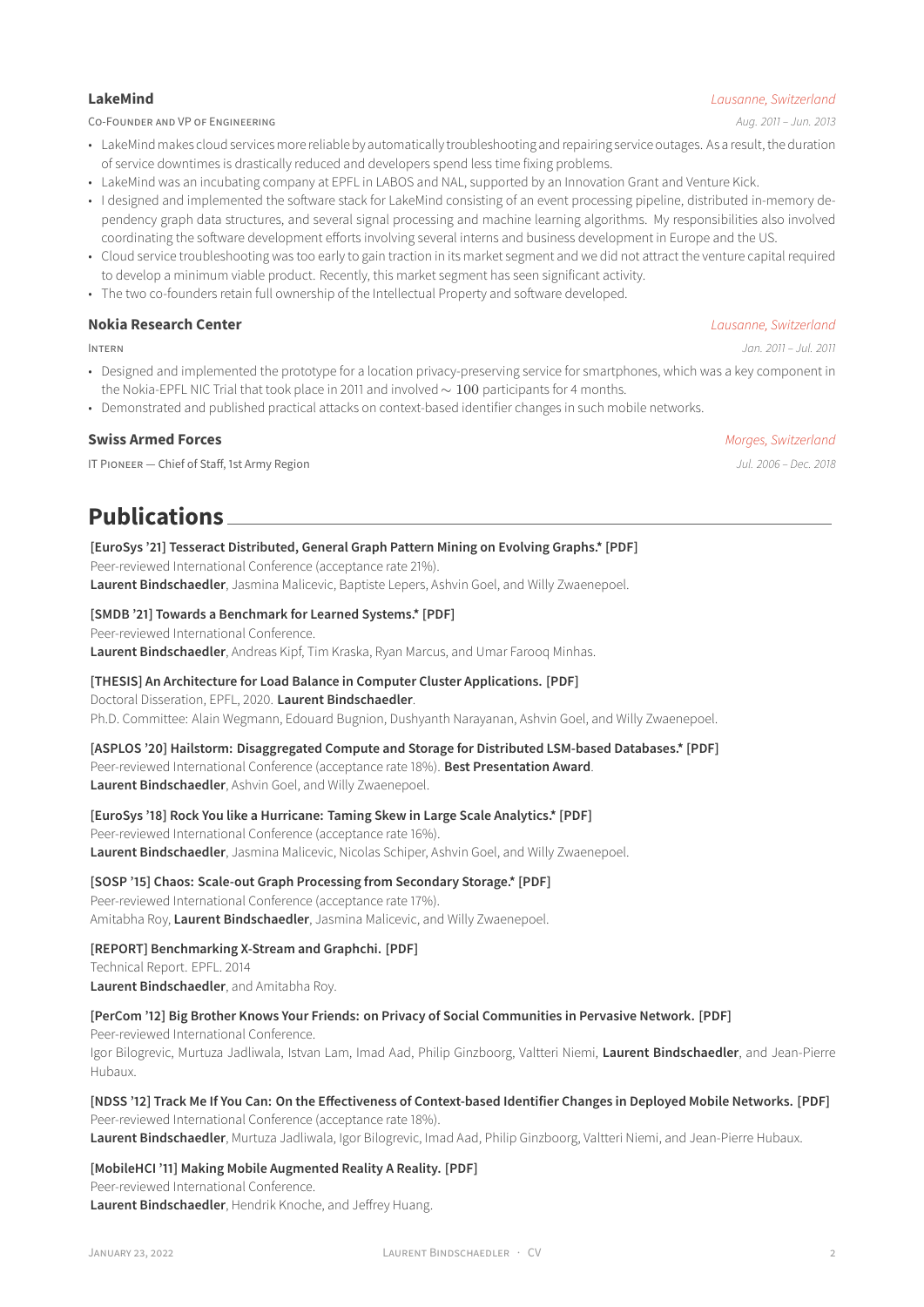### LakeMind

*Lausanne, Switzerland*

Co-Founder and VP of Engineering — *Aug. 2011 – Jun. 2013*

- LakeMind makes cloud services more reliable by automatically troubleshooting and repairing service outages. As a result, the duration of service downtimes is drastically reduced and developers spend less time fixing problems.
- LakeMind was an incubating company at EPFL in LABOS and NAL, supported by an Innovation Grant and Venture Kick.
- I designed and implemented the software stack for LakeMind consisting of an event processing pipeline, distributed in-memory dependency graph data structures, and several signal processing and machine learning algorithms. My responsibilities also involved coordinating the software development efforts involving several interns and business development in Europe and the US.
- Cloud service troubleshooting was too early to gain traction in its market segment and we did not attract the venture capital required to develop a minimum viable product. Recently, this market segment has seen significant activity.
- The two co-founders retain full ownership of the Intellectual Property and software developed.

### Nokia Research Center

*Lausanne, Switzerland*

Intern — *Jan. 2011 – Jul. 2011*

- Designed and implemented the prototype for a location privacy-preserving service for smartphones, which was a key component in the Nokia-EPFL NIC Trial that took place in 2011 and involved $\sim 100$ participants for 4 months.
- Demonstrated and published practical attacks on context-based identifier changes in such mobile networks.

### Swiss Armed Forces

*Morges, Switzerland*

IT Pioneer — Chief of Staff, 1st Army Region — *Jul. 2006 – Dec. 2018*

## Publications

**[EuroSys '21] Tesseract Distributed, General Graph Pattern Mining on Evolving Graphs.* [PDF]**
Peer-reviewed International Conference (acceptance rate 21%).
**Laurent Bindschaedler**, Jasmina Malicevic, Baptiste Lepers, Ashvin Goel, and Willy Zwaenepoel.

**[SMDB '21] Towards a Benchmark for Learned Systems.* [PDF]**
Peer-reviewed International Conference.
**Laurent Bindschaedler**, Andreas Kipf, Tim Kraska, Ryan Marcus, and Umar Farooq Minhas.

**[THESIS] An Architecture for Load Balance in Computer Cluster Applications. [PDF]**
Doctoral Disseration, EPFL, 2020. **Laurent Bindschaedler**.
Ph.D. Committee: Alain Wegmann, Edouard Bugnion, Dushyanth Narayanan, Ashvin Goel, and Willy Zwaenepoel.

**[ASPLOS '20] Hailstorm: Disaggregated Compute and Storage for Distributed LSM-based Databases.* [PDF]**
Peer-reviewed International Conference (acceptance rate 18%). **Best Presentation Award**.
**Laurent Bindschaedler**, Ashvin Goel, and Willy Zwaenepoel.

**[EuroSys '18] Rock You like a Hurricane: Taming Skew in Large Scale Analytics.* [PDF]**
Peer-reviewed International Conference (acceptance rate 16%).
**Laurent Bindschaedler**, Jasmina Malicevic, Nicolas Schiper, Ashvin Goel, and Willy Zwaenepoel.

**[SOSP '15] Chaos: Scale-out Graph Processing from Secondary Storage.* [PDF]**
Peer-reviewed International Conference (acceptance rate 17%).
Amitabha Roy, **Laurent Bindschaedler**, Jasmina Malicevic, and Willy Zwaenepoel.

**[REPORT] Benchmarking X-Stream and Graphchi. [PDF]**
Technical Report. EPFL. 2014
**Laurent Bindschaedler**, and Amitabha Roy.

**[PerCom '12] Big Brother Knows Your Friends: on Privacy of Social Communities in Pervasive Network. [PDF]**
Peer-reviewed International Conference.
Igor Bilogrevic, Murtuza Jadliwala, Istvan Lam, Imad Aad, Philip Ginzboorg, Valtteri Niemi, **Laurent Bindschaedler**, and Jean-Pierre Hubaux.

**[NDSS '12] Track Me If You Can: On the Effectiveness of Context-based Identifier Changes in Deployed Mobile Networks. [PDF]**
Peer-reviewed International Conference (acceptance rate 18%).
**Laurent Bindschaedler**, Murtuza Jadliwala, Igor Bilogrevic, Imad Aad, Philip Ginzboorg, Valtteri Niemi, and Jean-Pierre Hubaux.

**[MobileHCI '11] Making Mobile Augmented Reality A Reality. [PDF]**
Peer-reviewed International Conference.
**Laurent Bindschaedler**, Hendrik Knoche, and Jeffrey Huang.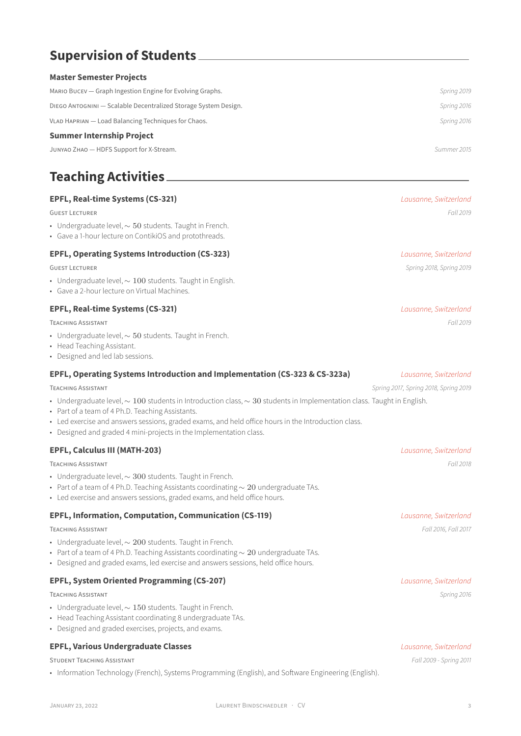## Supervision of Students

### Master Semester Projects

MARIO BUCEV — Graph Ingestion Engine for Evolving Graphs. *Spring 2019*

DIEGO ANTOGNINI — Scalable Decentralized Storage System Design. *Spring 2016*

VLAD HAPRIAN — Load Balancing Techniques for Chaos. *Spring 2016*

### Summer Internship Project

JUNYAO ZHAO — HDFS Support for X-Stream. *Summer 2015*

## Teaching Activities

### EPFL, Real-time Systems (CS-321)

*Lausanne, Switzerland*

GUEST LECTURER — *Fall 2019*

- Undergraduate level, $\sim 50$ students. Taught in French.
- Gave a 1-hour lecture on ContikiOS and protothreads.

### EPFL, Operating Systems Introduction (CS-323)

*Lausanne, Switzerland*

GUEST LECTURER — *Spring 2018, Spring 2019*

- Undergraduate level, $\sim 100$ students. Taught in English.
- Gave a 2-hour lecture on Virtual Machines.

### EPFL, Real-time Systems (CS-321)

*Lausanne, Switzerland*

TEACHING ASSISTANT — *Fall 2019*

- Undergraduate level, $\sim 50$ students. Taught in French.
- Head Teaching Assistant.
- Designed and led lab sessions.

### EPFL, Operating Systems Introduction and Implementation (CS-323 & CS-323a)

*Lausanne, Switzerland*

TEACHING ASSISTANT — *Spring 2017, Spring 2018, Spring 2019*

- Undergraduate level, $\sim 100$ students in Introduction class, $\sim 30$ students in Implementation class. Taught in English.
- Part of a team of 4 Ph.D. Teaching Assistants.
- Led exercise and answers sessions, graded exams, and held office hours in the Introduction class.
- Designed and graded 4 mini-projects in the Implementation class.

### EPFL, Calculus III (MATH-203)

*Lausanne, Switzerland*

TEACHING ASSISTANT — *Fall 2018*

- Undergraduate level, $\sim 300$ students. Taught in French.
- Part of a team of 4 Ph.D. Teaching Assistants coordinating $\sim 20$ undergraduate TAs.
- Led exercise and answers sessions, graded exams, and held office hours.

### EPFL, Information, Computation, Communication (CS-119)

*Lausanne, Switzerland*

TEACHING ASSISTANT — *Fall 2016, Fall 2017*

- Undergraduate level, $\sim 200$ students. Taught in French.
- Part of a team of 4 Ph.D. Teaching Assistants coordinating $\sim 20$ undergraduate TAs.
- Designed and graded exams, led exercise and answers sessions, held office hours.

### EPFL, System Oriented Programming (CS-207)

*Lausanne, Switzerland*

TEACHING ASSISTANT — *Spring 2016*

- Undergraduate level, $\sim 150$ students. Taught in French.
- Head Teaching Assistant coordinating 8 undergraduate TAs.
- Designed and graded exercises, projects, and exams.

### EPFL, Various Undergraduate Classes

*Lausanne, Switzerland*

STUDENT TEACHING ASSISTANT — *Fall 2009 - Spring 2011*

- Information Technology (French), Systems Programming (English), and Software Engineering (English).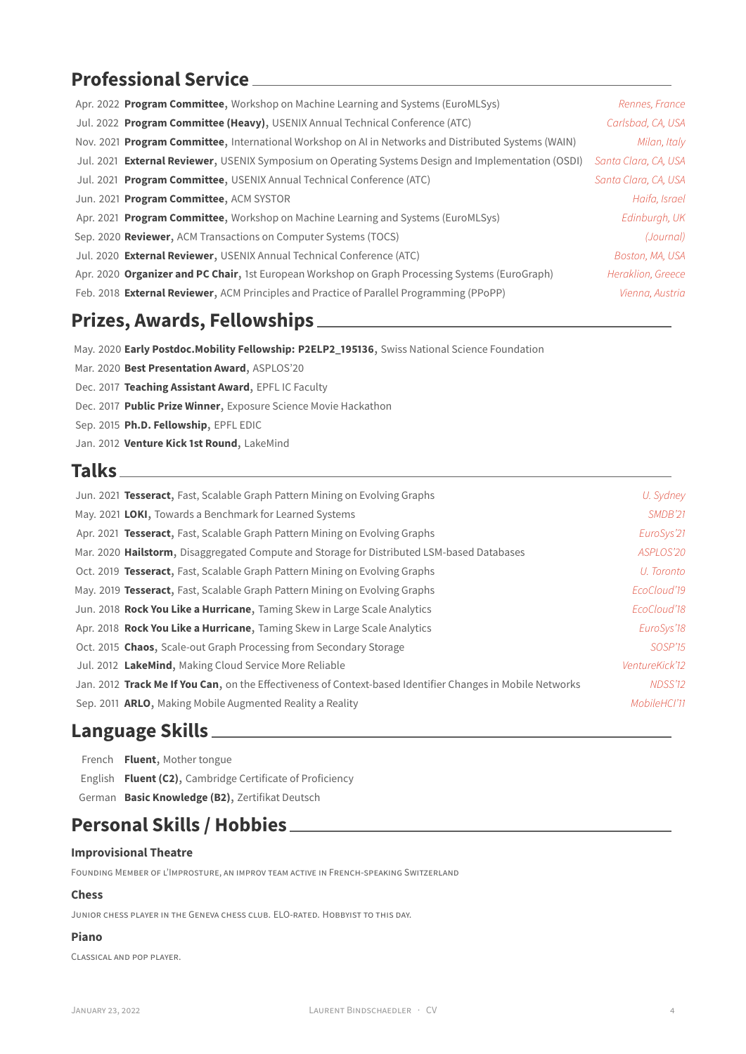## Professional Service

| | | |
|---|---|---|
| Apr. 2022 | **Program Committee**, Workshop on Machine Learning and Systems (EuroMLSys) | *Rennes, France* |
| Jul. 2022 | **Program Committee (Heavy)**, USENIX Annual Technical Conference (ATC) | *Carlsbad, CA, USA* |
| Nov. 2021 | **Program Committee**, International Workshop on AI in Networks and Distributed Systems (WAIN) | *Milan, Italy* |
| Jul. 2021 | **External Reviewer**, USENIX Symposium on Operating Systems Design and Implementation (OSDI) | *Santa Clara, CA, USA* |
| Jul. 2021 | **Program Committee**, USENIX Annual Technical Conference (ATC) | *Santa Clara, CA, USA* |
| Jun. 2021 | **Program Committee**, ACM SYSTOR | *Haifa, Israel* |
| Apr. 2021 | **Program Committee**, Workshop on Machine Learning and Systems (EuroMLSys) | *Edinburgh, UK* |
| Sep. 2020 | **Reviewer**, ACM Transactions on Computer Systems (TOCS) | *(Journal)* |
| Jul. 2020 | **External Reviewer**, USENIX Annual Technical Conference (ATC) | *Boston, MA, USA* |
| Apr. 2020 | **Organizer and PC Chair**, 1st European Workshop on Graph Processing Systems (EuroGraph) | *Heraklion, Greece* |
| Feb. 2018 | **External Reviewer**, ACM Principles and Practice of Parallel Programming (PPoPP) | *Vienna, Austria* |

## Prizes, Awards, Fellowships

| | |
|---|---|
| May. 2020 | **Early Postdoc.Mobility Fellowship: P2ELP2_195136**, Swiss National Science Foundation |
| Mar. 2020 | **Best Presentation Award**, ASPLOS'20 |
| Dec. 2017 | **Teaching Assistant Award**, EPFL IC Faculty |
| Dec. 2017 | **Public Prize Winner**, Exposure Science Movie Hackathon |
| Sep. 2015 | **Ph.D. Fellowship**, EPFL EDIC |
| Jan. 2012 | **Venture Kick 1st Round**, LakeMind |

## Talks

| | | |
|---|---|---|
| Jun. 2021 | **Tesseract**, Fast, Scalable Graph Pattern Mining on Evolving Graphs | *U. Sydney* |
| May. 2021 | **LOKI**, Towards a Benchmark for Learned Systems | *SMDB'21* |
| Apr. 2021 | **Tesseract**, Fast, Scalable Graph Pattern Mining on Evolving Graphs | *EuroSys'21* |
| Mar. 2020 | **Hailstorm**, Disaggregated Compute and Storage for Distributed LSM-based Databases | *ASPLOS'20* |
| Oct. 2019 | **Tesseract**, Fast, Scalable Graph Pattern Mining on Evolving Graphs | *U. Toronto* |
| May. 2019 | **Tesseract**, Fast, Scalable Graph Pattern Mining on Evolving Graphs | *EcoCloud'19* |
| Jun. 2018 | **Rock You Like a Hurricane**, Taming Skew in Large Scale Analytics | *EcoCloud'18* |
| Apr. 2018 | **Rock You Like a Hurricane**, Taming Skew in Large Scale Analytics | *EuroSys'18* |
| Oct. 2015 | **Chaos**, Scale-out Graph Processing from Secondary Storage | *SOSP'15* |
| Jul. 2012 | **LakeMind**, Making Cloud Service More Reliable | *VentureKick'12* |
| Jan. 2012 | **Track Me If You Can**, on the Effectiveness of Context-based Identifier Changes in Mobile Networks | *NDSS'12* |
| Sep. 2011 | **ARLO**, Making Mobile Augmented Reality a Reality | *MobileHCI'11* |

## Language Skills

| | |
|---|---|
| French | **Fluent**, Mother tongue |
| English | **Fluent (C2)**, Cambridge Certificate of Proficiency |
| German | **Basic Knowledge (B2)**, Zertifikat Deutsch |

## Personal Skills / Hobbies

### Improvisational Theatre

Founding Member of L'Improsture, an improv team active in French-speaking Switzerland

### Chess

Junior chess player in the Geneva chess club. ELO-rated. Hobbyist to this day.

### Piano

Classical and pop player.